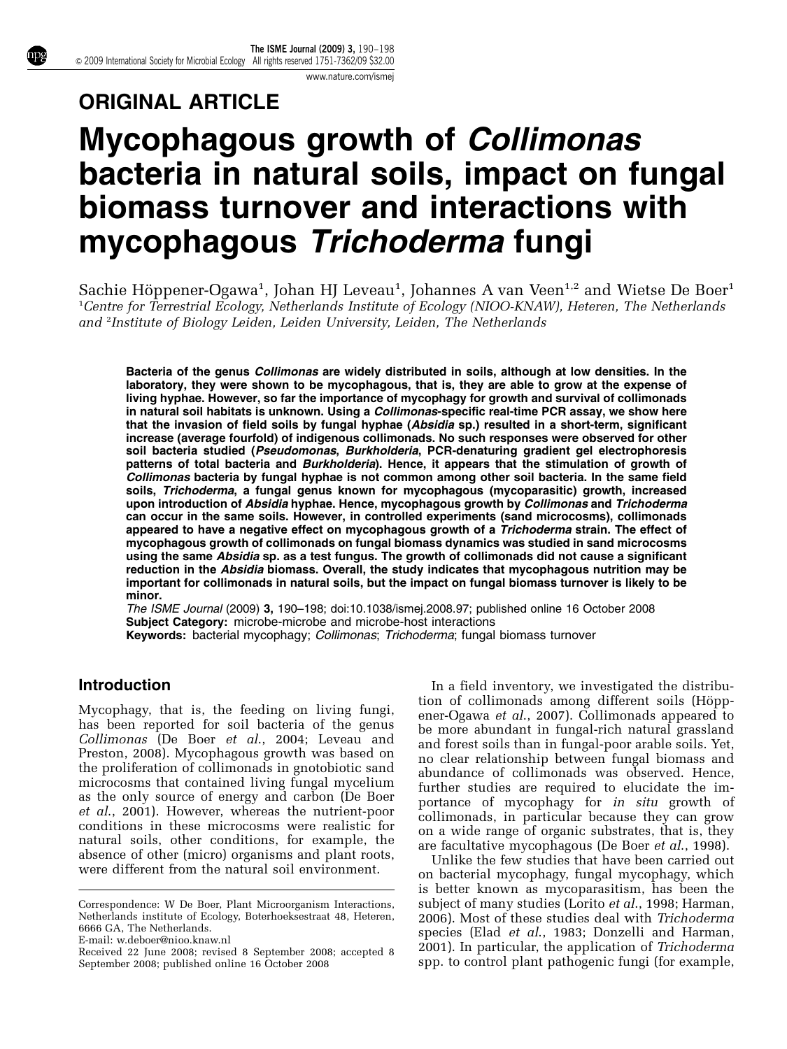## ORIGINAL ARTICLE

# Mycophagous growth of *Collimonas* bacteria in natural soils, impact on fungal biomass turnover and interactions with mycophagous *Trichoderma* fungi

Sachie Höppener-Ogawa[1], Johan HJ Leveau[1], Johannes A van Veen[1,2] and Wietse De Boer[1]

[1]*Centre for Terrestrial Ecology, Netherlands Institute of Ecology (NIOO-KNAW), Heteren, The Netherlands and* [2]*Institute of Biology Leiden, Leiden University, Leiden, The Netherlands*

**Bacteria of the genus *Collimonas* are widely distributed in soils, although at low densities. In the laboratory, they were shown to be mycophagous, that is, they are able to grow at the expense of living hyphae. However, so far the importance of mycophagy for growth and survival of collimonads in natural soil habitats is unknown. Using a *Collimonas*-specific real-time PCR assay, we show here that the invasion of field soils by fungal hyphae (*Absidia* sp.) resulted in a short-term, significant increase (average fourfold) of indigenous collimonads. No such responses were observed for other soil bacteria studied (*Pseudomonas*, *Burkholderia*, PCR-denaturing gradient gel electrophoresis patterns of total bacteria and *Burkholderia*). Hence, it appears that the stimulation of growth of *Collimonas* bacteria by fungal hyphae is not common among other soil bacteria. In the same field soils, *Trichoderma*, a fungal genus known for mycophagous (mycoparasitic) growth, increased upon introduction of *Absidia* hyphae. Hence, mycophagous growth by *Collimonas* and *Trichoderma* can occur in the same soils. However, in controlled experiments (sand microcosms), collimonads appeared to have a negative effect on mycophagous growth of a *Trichoderma* strain. The effect of mycophagous growth of collimonads on fungal biomass dynamics was studied in sand microcosms using the same *Absidia* sp. as a test fungus. The growth of collimonads did not cause a significant reduction in the *Absidia* biomass. Overall, the study indicates that mycophagous nutrition may be important for collimonads in natural soils, but the impact on fungal biomass turnover is likely to be minor.**

*The ISME Journal* (2009) **3,** 190–198; doi:10.1038/ismej.2008.97; published online 16 October 2008

**Subject Category:** microbe-microbe and microbe-host interactions

**Keywords:** bacterial mycophagy; *Collimonas*; *Trichoderma*; fungal biomass turnover

## Introduction

Mycophagy, that is, the feeding on living fungi, has been reported for soil bacteria of the genus *Collimonas* (De Boer *et al.*, 2004; Leveau and Preston, 2008). Mycophagous growth was based on the proliferation of collimonads in gnotobiotic sand microcosms that contained living fungal mycelium as the only source of energy and carbon (De Boer *et al.*, 2001). However, whereas the nutrient-poor conditions in these microcosms were realistic for natural soils, other conditions, for example, the absence of other (micro) organisms and plant roots, were different from the natural soil environment.

In a field inventory, we investigated the distribution of collimonads among different soils (Höppener-Ogawa *et al.*, 2007). Collimonads appeared to be more abundant in fungal-rich natural grassland and forest soils than in fungal-poor arable soils. Yet, no clear relationship between fungal biomass and abundance of collimonads was observed. Hence, further studies are required to elucidate the importance of mycophagy for *in situ* growth of collimonads, in particular because they can grow on a wide range of organic substrates, that is, they are facultative mycophagous (De Boer *et al.*, 1998).

Unlike the few studies that have been carried out on bacterial mycophagy, fungal mycophagy, which is better known as mycoparasitism, has been the subject of many studies (Lorito *et al.*, 1998; Harman, 2006). Most of these studies deal with *Trichoderma* species (Elad *et al.*, 1983; Donzelli and Harman, 2001). In particular, the application of *Trichoderma* spp. to control plant pathogenic fungi (for example,

Correspondence: W De Boer, Plant Microorganism Interactions, Netherlands institute of Ecology, Boterhoeksestraat 48, Heteren, 6666 GA, The Netherlands.
E-mail: w.deboer@nioo.knaw.nl

Received 22 June 2008; revised 8 September 2008; accepted 8 September 2008; published online 16 October 2008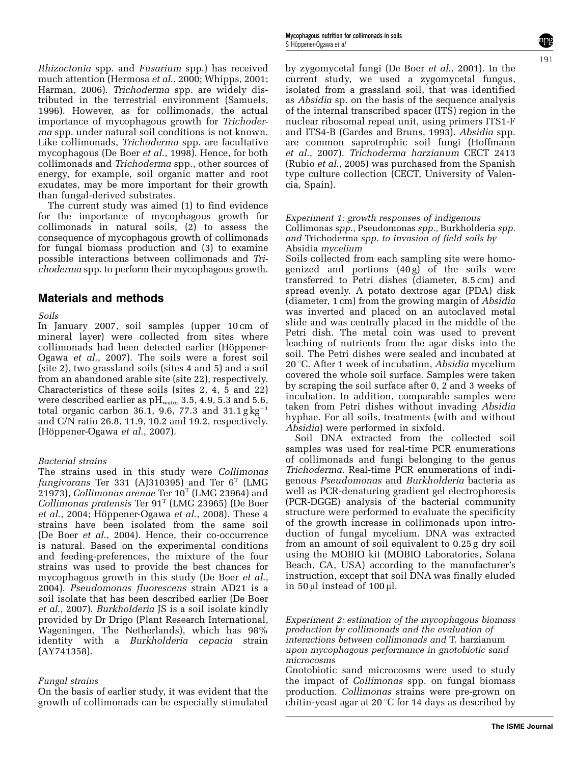*Rhizoctonia* spp. and *Fusarium* spp.) has received much attention (Hermosa *et al.*, 2000; Whipps, 2001; Harman, 2006). *Trichoderma* spp. are widely distributed in the terrestrial environment (Samuels, 1996). However, as for collimonads, the actual importance of mycophagous growth for *Trichoderma* spp. under natural soil conditions is not known. Like collimonads, *Trichoderma* spp. are facultative mycophagous (De Boer *et al.*, 1998). Hence, for both collimonads and *Trichoderma* spp., other sources of energy, for example, soil organic matter and root exudates, may be more important for their growth than fungal-derived substrates.

The current study was aimed (1) to find evidence for the importance of mycophagous growth for collimonads in natural soils, (2) to assess the consequence of mycophagous growth of collimonads for fungal biomass production and (3) to examine possible interactions between collimonads and *Trichoderma* spp. to perform their mycophagous growth.

## Materials and methods

### *Soils*

In January 2007, soil samples (upper 10 cm of mineral layer) were collected from sites where collimonads had been detected earlier (Höppener-Ogawa *et al.*, 2007). The soils were a forest soil (site 2), two grassland soils (sites 4 and 5) and a soil from an abandoned arable site (site 22), respectively. Characteristics of these soils (sites 2, 4, 5 and 22) were described earlier as $pH_{water}$ 3.5, 4.9, 5.3 and 5.6, total organic carbon 36.1, 9.6, 77.3 and 31.1 $g\,kg^{-1}$ and C/N ratio 26.8, 11.9, 10.2 and 19.2, respectively. (Höppener-Ogawa *et al.*, 2007).

### *Bacterial strains*

The strains used in this study were *Collimonas fungivorans* Ter 331 (AJ310395) and Ter $6^T$ (LMG 21973), *Collimonas arenae* Ter $10^T$ (LMG 23964) and *Collimonas pratensis* Ter $91^T$ (LMG 23965) (De Boer *et al.*, 2004; Höppener-Ogawa *et al.*, 2008). These 4 strains have been isolated from the same soil (De Boer *et al.*, 2004). Hence, their co-occurrence is natural. Based on the experimental conditions and feeding-preferences, the mixture of the four strains was used to provide the best chances for mycophagous growth in this study (De Boer *et al.*, 2004). *Pseudomonas fluorescens* strain AD21 is a soil isolate that has been described earlier (De Boer *et al.*, 2007). *Burkholderia* JS is a soil isolate kindly provided by Dr Drigo (Plant Research International, Wageningen, The Netherlands), which has 98% identity with a *Burkholderia cepacia* strain (AY741358).

### *Fungal strains*

On the basis of earlier study, it was evident that the growth of collimonads can be especially stimulated by zygomycetal fungi (De Boer *et al.*, 2001). In the current study, we used a zygomycetal fungus, isolated from a grassland soil, that was identified as *Absidia* sp. on the basis of the sequence analysis of the internal transcribed spacer (ITS) region in the nuclear ribosomal repeat unit, using primers ITS1-F and ITS4-B (Gardes and Bruns, 1993). *Absidia* spp. are common saprotrophic soil fungi (Hoffmann *et al.*, 2007). *Trichoderma harzianum* CECT 2413 (Rubio *et al.*, 2005) was purchased from the Spanish type culture collection (CECT, University of Valencia, Spain).

### *Experiment 1: growth responses of indigenous* Collimonas *spp.,* Pseudomonas *spp.,* Burkholderia *spp. and* Trichoderma *spp. to invasion of field soils by* Absidia *mycelium*

Soils collected from each sampling site were homogenized and portions (40 g) of the soils were transferred to Petri dishes (diameter, 8.5 cm) and spread evenly. A potato dextrose agar (PDA) disk (diameter, 1 cm) from the growing margin of *Absidia* was inverted and placed on an autoclaved metal slide and was centrally placed in the middle of the Petri dish. The metal coin was used to prevent leaching of nutrients from the agar disks into the soil. The Petri dishes were sealed and incubated at 20 °C. After 1 week of incubation, *Absidia* mycelium covered the whole soil surface. Samples were taken by scraping the soil surface after 0, 2 and 3 weeks of incubation. In addition, comparable samples were taken from Petri dishes without invading *Absidia* hyphae. For all soils, treatments (with and without *Absidia*) were performed in sixfold.

Soil DNA extracted from the collected soil samples was used for real-time PCR enumerations of collimonads and fungi belonging to the genus *Trichoderma*. Real-time PCR enumerations of indigenous *Pseudomonas* and *Burkholderia* bacteria as well as PCR-denaturing gradient gel electrophoresis (PCR-DGGE) analysis of the bacterial community structure were performed to evaluate the specificity of the growth increase in collimonads upon introduction of fungal mycelium. DNA was extracted from an amount of soil equivalent to 0.25 g dry soil using the MOBIO kit (MOBIO Laboratories, Solana Beach, CA, USA) according to the manufacturer's instruction, except that soil DNA was finally eluded in 50 μl instead of 100 μl.

### *Experiment 2: estimation of the mycophagous biomass production by collimonads and the evaluation of interactions between collimonads and* T. harzianum *upon mycophagous performance in gnotobiotic sand microcosms*

Gnotobiotic sand microcosms were used to study the impact of *Collimonas* spp. on fungal biomass production. *Collimonas* strains were pre-grown on chitin-yeast agar at 20 °C for 14 days as described by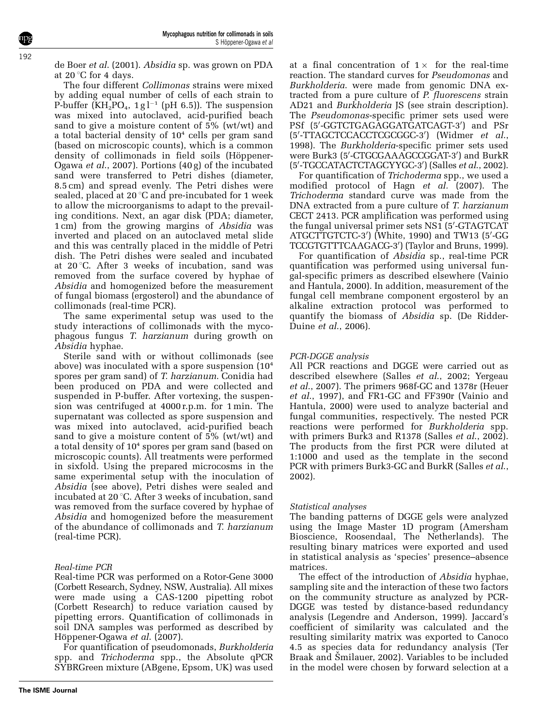de Boer *et al*. (2001). *Absidia* sp. was grown on PDA at 20 °C for 4 days.

The four different *Collimonas* strains were mixed by adding equal number of cells of each strain to P-buffer ($KH_2PO_4$, $1\,g\,l^{-1}$ (pH 6.5)). The suspension was mixed into autoclaved, acid-purified beach sand to give a moisture content of 5% (wt/wt) and a total bacterial density of $10^4$ cells per gram sand (based on microscopic counts), which is a common density of collimonads in field soils (Höppener-Ogawa *et al*., 2007). Portions (40 g) of the incubated sand were transferred to Petri dishes (diameter, 8.5 cm) and spread evenly. The Petri dishes were sealed, placed at 20 °C and pre-incubated for 1 week to allow the microorganisms to adapt to the prevailing conditions. Next, an agar disk (PDA; diameter, 1 cm) from the growing margins of *Absidia* was inverted and placed on an autoclaved metal slide and this was centrally placed in the middle of Petri dish. The Petri dishes were sealed and incubated at 20 °C. After 3 weeks of incubation, sand was removed from the surface covered by hyphae of *Absidia* and homogenized before the measurement of fungal biomass (ergosterol) and the abundance of collimonads (real-time PCR).

The same experimental setup was used to the study interactions of collimonads with the mycophagous fungus *T. harzianum* during growth on *Absidia* hyphae.

Sterile sand with or without collimonads (see above) was inoculated with a spore suspension ($10^4$ spores per gram sand) of *T. harzianum*. Conidia had been produced on PDA and were collected and suspended in P-buffer. After vortexing, the suspension was centrifuged at 4000 r.p.m. for 1 min. The supernatant was collected as spore suspension and was mixed into autoclaved, acid-purified beach sand to give a moisture content of 5% (wt/wt) and a total density of $10^4$ spores per gram sand (based on microscopic counts). All treatments were performed in sixfold. Using the prepared microcosms in the same experimental setup with the inoculation of *Absidia* (see above), Petri dishes were sealed and incubated at 20 °C. After 3 weeks of incubation, sand was removed from the surface covered by hyphae of *Absidia* and homogenized before the measurement of the abundance of collimonads and *T. harzianum* (real-time PCR).

*Real-time PCR*

Real-time PCR was performed on a Rotor-Gene 3000 (Corbett Research, Sydney, NSW, Australia). All mixes were made using a CAS-1200 pipetting robot (Corbett Research) to reduce variation caused by pipetting errors. Quantification of collimonads in soil DNA samples was performed as described by Höppener-Ogawa *et al*. (2007).

For quantification of pseudomonads, *Burkholderia* spp. and *Trichoderma* spp., the Absolute qPCR SYBRGreen mixture (ABgene, Epsom, UK) was used at a final concentration of 1× for the real-time reaction. The standard curves for *Pseudomonas* and *Burkholderia*. were made from genomic DNA extracted from a pure culture of *P. fluorescens* strain AD21 and *Burkholderia* JS (see strain description). The *Pseudomonas*-specific primer sets used were PSf (5′-GGTCTGAGAGGATGATCAGT-3′) and PSr (5′-TTAGCTCCACCTCGCGGC-3′) (Widmer *et al*., 1998). The *Burkholderia*-specific primer sets used were Burk3 (5′-CTGCGAAAGCCGGAT-3′) and BurkR (5′-TGCCATACTCTAGCYYGC-3′) (Salles *et al*., 2002).

For quantification of *Trichoderma* spp., we used a modified protocol of Hagn *et al*. (2007). The *Trichoderma* standard curve was made from the DNA extracted from a pure culture of *T. harzianum* CECT 2413. PCR amplification was performed using the fungal universal primer sets NS1 (5′-GTAGTCAT ATGCTTGTCTC-3′) (White, 1990) and TW13 (5′-GG TCCGTGTTTCAAGACGG-3′) (Taylor and Bruns, 1999).

For quantification of *Absidia* sp., real-time PCR quantification was performed using universal fungal-specific primers as described elsewhere (Vainio and Hantula, 2000). In addition, measurement of the fungal cell membrane component ergosterol by an alkaline extraction protocol was performed to quantify the biomass of *Absidia* sp. (De Ridder-Duine *et al*., 2006).

*PCR-DGGE analysis*

All PCR reactions and DGGE were carried out as described elsewhere (Salles *et al*., 2002; Yergeau *et al*., 2007). The primers 968f-GC and 1378r (Heuer *et al*., 1997), and FR1-GC and FF390r (Vainio and Hantula, 2000) were used to analyze bacterial and fungal communities, respectively. The nested PCR reactions were performed for *Burkholderia* spp. with primers Burk3 and R1378 (Salles *et al*., 2002). The products from the first PCR were diluted at 1:1000 and used as the template in the second PCR with primers Burk3-GC and BurkR (Salles *et al*., 2002).

*Statistical analyses*

The banding patterns of DGGE gels were analyzed using the Image Master 1D program (Amersham Bioscience, Roosendaal, The Netherlands). The resulting binary matrices were exported and used in statistical analysis as 'species' presence–absence matrices.

The effect of the introduction of *Absidia* hyphae, sampling site and the interaction of these two factors on the community structure as analyzed by PCR-DGGE was tested by distance-based redundancy analysis (Legendre and Anderson, 1999). Jaccard's coefficient of similarity was calculated and the resulting similarity matrix was exported to Canoco 4.5 as species data for redundancy analysis (Ter Braak and Šmilauer, 2002). Variables to be included in the model were chosen by forward selection at a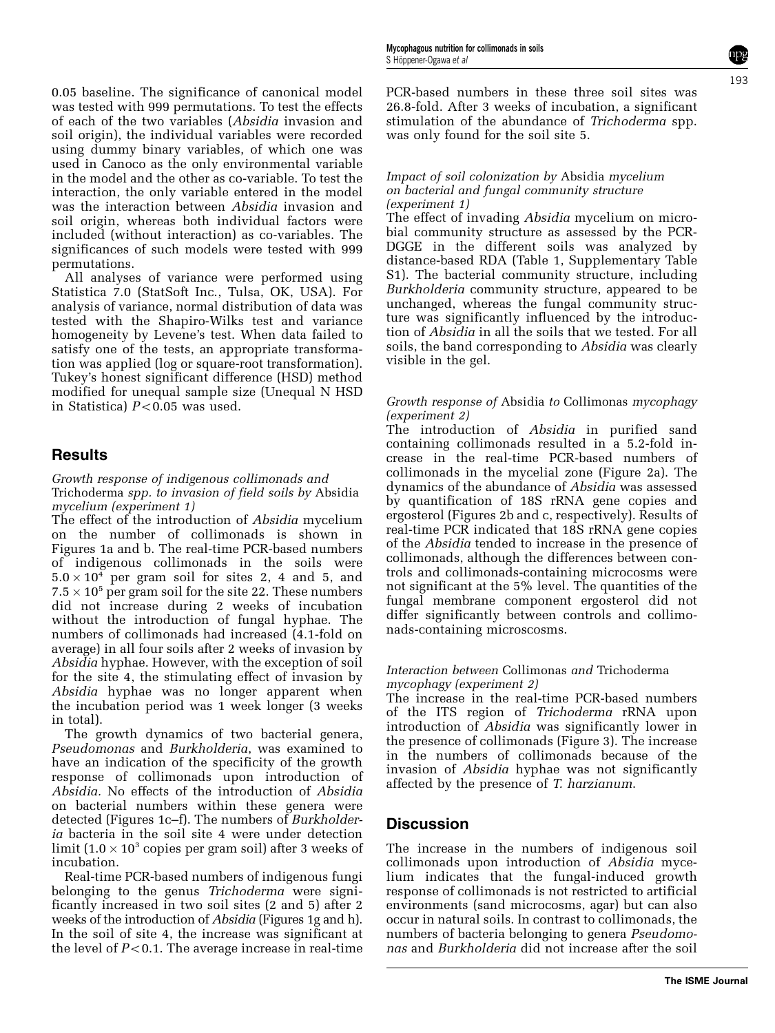0.05 baseline. The significance of canonical model was tested with 999 permutations. To test the effects of each of the two variables (*Absidia* invasion and soil origin), the individual variables were recorded using dummy binary variables, of which one was used in Canoco as the only environmental variable in the model and the other as co-variable. To test the interaction, the only variable entered in the model was the interaction between *Absidia* invasion and soil origin, whereas both individual factors were included (without interaction) as co-variables. The significances of such models were tested with 999 permutations.

All analyses of variance were performed using Statistica 7.0 (StatSoft Inc., Tulsa, OK, USA). For analysis of variance, normal distribution of data was tested with the Shapiro-Wilks test and variance homogeneity by Levene's test. When data failed to satisfy one of the tests, an appropriate transformation was applied (log or square-root transformation). Tukey's honest significant difference (HSD) method modified for unequal sample size (Unequal N HSD in Statistica) $P<0.05$ was used.

## Results

*Growth response of indigenous collimonads and* Trichoderma *spp. to invasion of field soils by* Absidia *mycelium (experiment 1)*

The effect of the introduction of *Absidia* mycelium on the number of collimonads is shown in Figures 1a and b. The real-time PCR-based numbers of indigenous collimonads in the soils were $5.0\times10^4$ per gram soil for sites 2, 4 and 5, and $7.5\times10^5$ per gram soil for the site 22. These numbers did not increase during 2 weeks of incubation without the introduction of fungal hyphae. The numbers of collimonads had increased (4.1-fold on average) in all four soils after 2 weeks of invasion by *Absidia* hyphae. However, with the exception of soil for the site 4, the stimulating effect of invasion by *Absidia* hyphae was no longer apparent when the incubation period was 1 week longer (3 weeks in total).

The growth dynamics of two bacterial genera, *Pseudomonas* and *Burkholderia*, was examined to have an indication of the specificity of the growth response of collimonads upon introduction of *Absidia*. No effects of the introduction of *Absidia* on bacterial numbers within these genera were detected (Figures 1c–f). The numbers of *Burkholderia* bacteria in the soil site 4 were under detection limit ($1.0\times10^3$ copies per gram soil) after 3 weeks of incubation.

Real-time PCR-based numbers of indigenous fungi belonging to the genus *Trichoderma* were significantly increased in two soil sites (2 and 5) after 2 weeks of the introduction of *Absidia* (Figures 1g and h). In the soil of site 4, the increase was significant at the level of $P<0.1$. The average increase in real-time PCR-based numbers in these three soil sites was 26.8-fold. After 3 weeks of incubation, a significant stimulation of the abundance of *Trichoderma* spp. was only found for the soil site 5.

*Impact of soil colonization by* Absidia *mycelium on bacterial and fungal community structure (experiment 1)*

The effect of invading *Absidia* mycelium on microbial community structure as assessed by the PCR-DGGE in the different soils was analyzed by distance-based RDA (Table 1, Supplementary Table S1). The bacterial community structure, including *Burkholderia* community structure, appeared to be unchanged, whereas the fungal community structure was significantly influenced by the introduction of *Absidia* in all the soils that we tested. For all soils, the band corresponding to *Absidia* was clearly visible in the gel.

*Growth response of* Absidia *to* Collimonas *mycophagy (experiment 2)*

The introduction of *Absidia* in purified sand containing collimonads resulted in a 5.2-fold increase in the real-time PCR-based numbers of collimonads in the mycelial zone (Figure 2a). The dynamics of the abundance of *Absidia* was assessed by quantification of 18S rRNA gene copies and ergosterol (Figures 2b and c, respectively). Results of real-time PCR indicated that 18S rRNA gene copies of the *Absidia* tended to increase in the presence of collimonads, although the differences between controls and collimonads-containing microcosms were not significant at the 5% level. The quantities of the fungal membrane component ergosterol did not differ significantly between controls and collimonads-containing microscosms.

*Interaction between* Collimonas *and* Trichoderma *mycophagy (experiment 2)*

The increase in the real-time PCR-based numbers of the ITS region of *Trichoderma* rRNA upon introduction of *Absidia* was significantly lower in the presence of collimonads (Figure 3). The increase in the numbers of collimonads because of the invasion of *Absidia* hyphae was not significantly affected by the presence of *T. harzianum*.

## Discussion

The increase in the numbers of indigenous soil collimonads upon introduction of *Absidia* mycelium indicates that the fungal-induced growth response of collimonads is not restricted to artificial environments (sand microcosms, agar) but can also occur in natural soils. In contrast to collimonads, the numbers of bacteria belonging to genera *Pseudomonas* and *Burkholderia* did not increase after the soil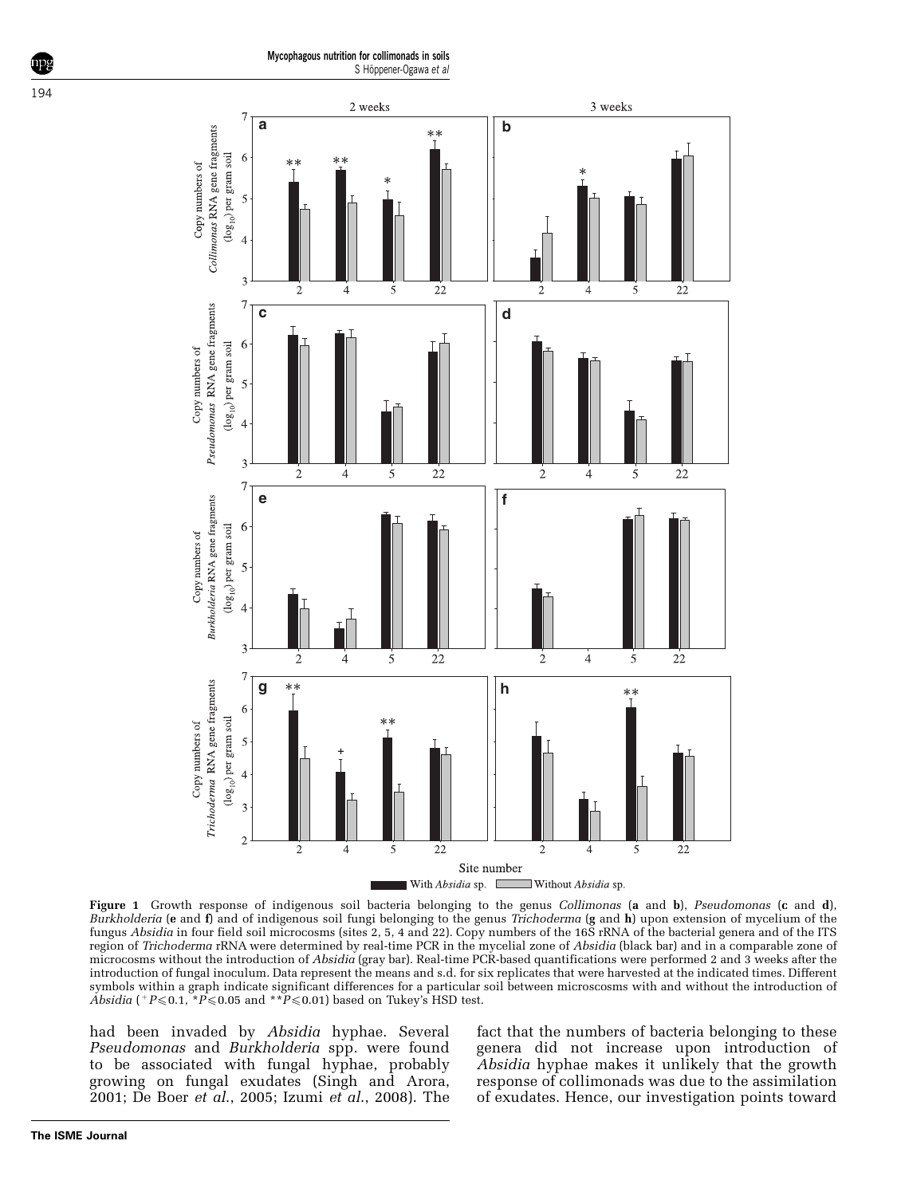**Figure 1** Growth response of indigenous soil bacteria belonging to the genus *Collimonas* (**a** and **b**), *Pseudomonas* (**c** and **d**), *Burkholderia* (**e** and **f**) and of indigenous soil fungi belonging to the genus *Trichoderma* (**g** and **h**) upon extension of mycelium of the fungus *Absidia* in four field soil microcosms (sites 2, 5, 4 and 22). Copy numbers of the 16S rRNA of the bacterial genera and of the ITS region of *Trichoderma* rRNA were determined by real-time PCR in the mycelial zone of *Absidia* (black bar) and in a comparable zone of microcosms without the introduction of *Absidia* (gray bar). Real-time PCR-based quantifications were performed 2 and 3 weeks after the introduction of fungal inoculum. Data represent the means and s.d. for six replicates that were harvested at the indicated times. Different symbols within a graph indicate significant differences for a particular soil between microscosms with and without the introduction of *Absidia* ($^{+}P \leqslant 0.1$, $^{*}P \leqslant 0.05$ and $^{**}P \leqslant 0.01$) based on Tukey's HSD test.

had been invaded by *Absidia* hyphae. Several *Pseudomonas* and *Burkholderia* spp. were found to be associated with fungal hyphae, probably growing on fungal exudates (Singh and Arora, 2001; De Boer *et al.*, 2005; Izumi *et al.*, 2008). The fact that the numbers of bacteria belonging to these genera did not increase upon introduction of *Absidia* hyphae makes it unlikely that the growth response of collimonads was due to the assimilation of exudates. Hence, our investigation points toward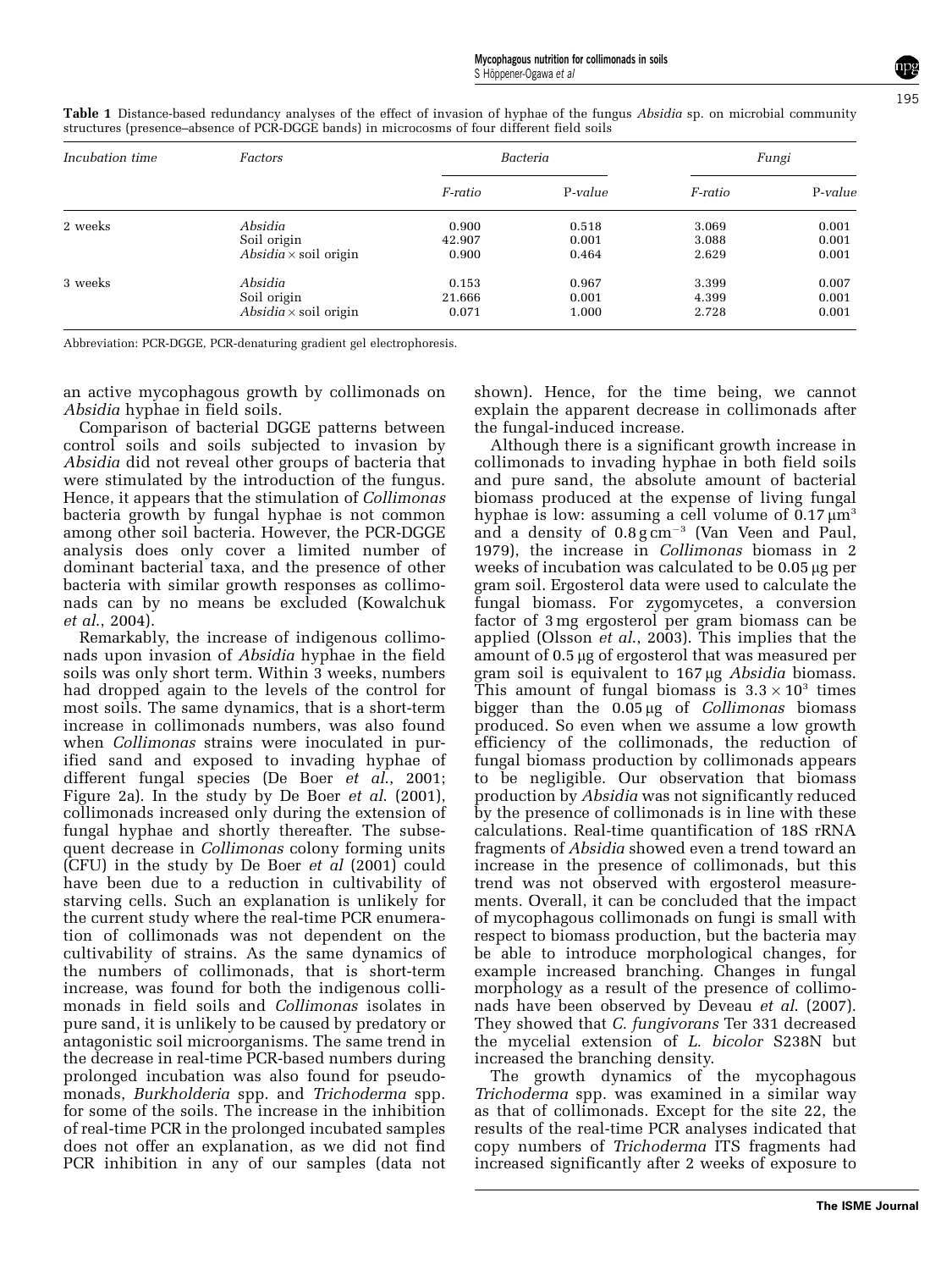**Table 1** Distance-based redundancy analyses of the effect of invasion of hyphae of the fungus *Absidia* sp. on microbial community structures (presence–absence of PCR-DGGE bands) in microcosms of four different field soils

| *Incubation time* | *Factors* | *Bacteria* | | *Fungi* | |
|---|---|---|---|---|---|
| | | *F-ratio* | P-*value* | *F-ratio* | P-*value* |
| 2 weeks | *Absidia* | 0.900 | 0.518 | 3.069 | 0.001 |
| | Soil origin | 42.907 | 0.001 | 3.088 | 0.001 |
| | *Absidia* × soil origin | 0.900 | 0.464 | 2.629 | 0.001 |
| 3 weeks | *Absidia* | 0.153 | 0.967 | 3.399 | 0.007 |
| | Soil origin | 21.666 | 0.001 | 4.399 | 0.001 |
| | *Absidia* × soil origin | 0.071 | 1.000 | 2.728 | 0.001 |

Abbreviation: PCR-DGGE, PCR-denaturing gradient gel electrophoresis.

an active mycophagous growth by collimonads on *Absidia* hyphae in field soils.

Comparison of bacterial DGGE patterns between control soils and soils subjected to invasion by *Absidia* did not reveal other groups of bacteria that were stimulated by the introduction of the fungus. Hence, it appears that the stimulation of *Collimonas* bacteria growth by fungal hyphae is not common among other soil bacteria. However, the PCR-DGGE analysis does only cover a limited number of dominant bacterial taxa, and the presence of other bacteria with similar growth responses as collimonads can by no means be excluded (Kowalchuk *et al.*, 2004).

Remarkably, the increase of indigenous collimonads upon invasion of *Absidia* hyphae in the field soils was only short term. Within 3 weeks, numbers had dropped again to the levels of the control for most soils. The same dynamics, that is a short-term increase in collimonads numbers, was also found when *Collimonas* strains were inoculated in purified sand and exposed to invading hyphae of different fungal species (De Boer *et al.*, 2001; Figure 2a). In the study by De Boer *et al.* (2001), collimonads increased only during the extension of fungal hyphae and shortly thereafter. The subsequent decrease in *Collimonas* colony forming units (CFU) in the study by De Boer *et al* (2001) could have been due to a reduction in cultivability of starving cells. Such an explanation is unlikely for the current study where the real-time PCR enumeration of collimonads was not dependent on the cultivability of strains. As the same dynamics of the numbers of collimonads, that is short-term increase, was found for both the indigenous collimonads in field soils and *Collimonas* isolates in pure sand, it is unlikely to be caused by predatory or antagonistic soil microorganisms. The same trend in the decrease in real-time PCR-based numbers during prolonged incubation was also found for pseudomonads, *Burkholderia* spp. and *Trichoderma* spp. for some of the soils. The increase in the inhibition of real-time PCR in the prolonged incubated samples does not offer an explanation, as we did not find PCR inhibition in any of our samples (data not shown). Hence, for the time being, we cannot explain the apparent decrease in collimonads after the fungal-induced increase.

Although there is a significant growth increase in collimonads to invading hyphae in both field soils and pure sand, the absolute amount of bacterial biomass produced at the expense of living fungal hyphae is low: assuming a cell volume of $0.17\,\mu m^3$ and a density of $0.8\,g\,cm^{-3}$ (Van Veen and Paul, 1979), the increase in *Collimonas* biomass in 2 weeks of incubation was calculated to be 0.05 μg per gram soil. Ergosterol data were used to calculate the fungal biomass. For zygomycetes, a conversion factor of 3 mg ergosterol per gram biomass can be applied (Olsson *et al.*, 2003). This implies that the amount of 0.5 μg of ergosterol that was measured per gram soil is equivalent to 167 μg *Absidia* biomass. This amount of fungal biomass is $3.3 \times 10^3$ times bigger than the 0.05 μg of *Collimonas* biomass produced. So even when we assume a low growth efficiency of the collimonads, the reduction of fungal biomass production by collimonads appears to be negligible. Our observation that biomass production by *Absidia* was not significantly reduced by the presence of collimonads is in line with these calculations. Real-time quantification of 18S rRNA fragments of *Absidia* showed even a trend toward an increase in the presence of collimonads, but this trend was not observed with ergosterol measurements. Overall, it can be concluded that the impact of mycophagous collimonads on fungi is small with respect to biomass production, but the bacteria may be able to introduce morphological changes, for example increased branching. Changes in fungal morphology as a result of the presence of collimonads have been observed by Deveau *et al.* (2007). They showed that *C. fungivorans* Ter 331 decreased the mycelial extension of *L. bicolor* S238N but increased the branching density.

The growth dynamics of the mycophagous *Trichoderma* spp. was examined in a similar way as that of collimonads. Except for the site 22, the results of the real-time PCR analyses indicated that copy numbers of *Trichoderma* ITS fragments had increased significantly after 2 weeks of exposure to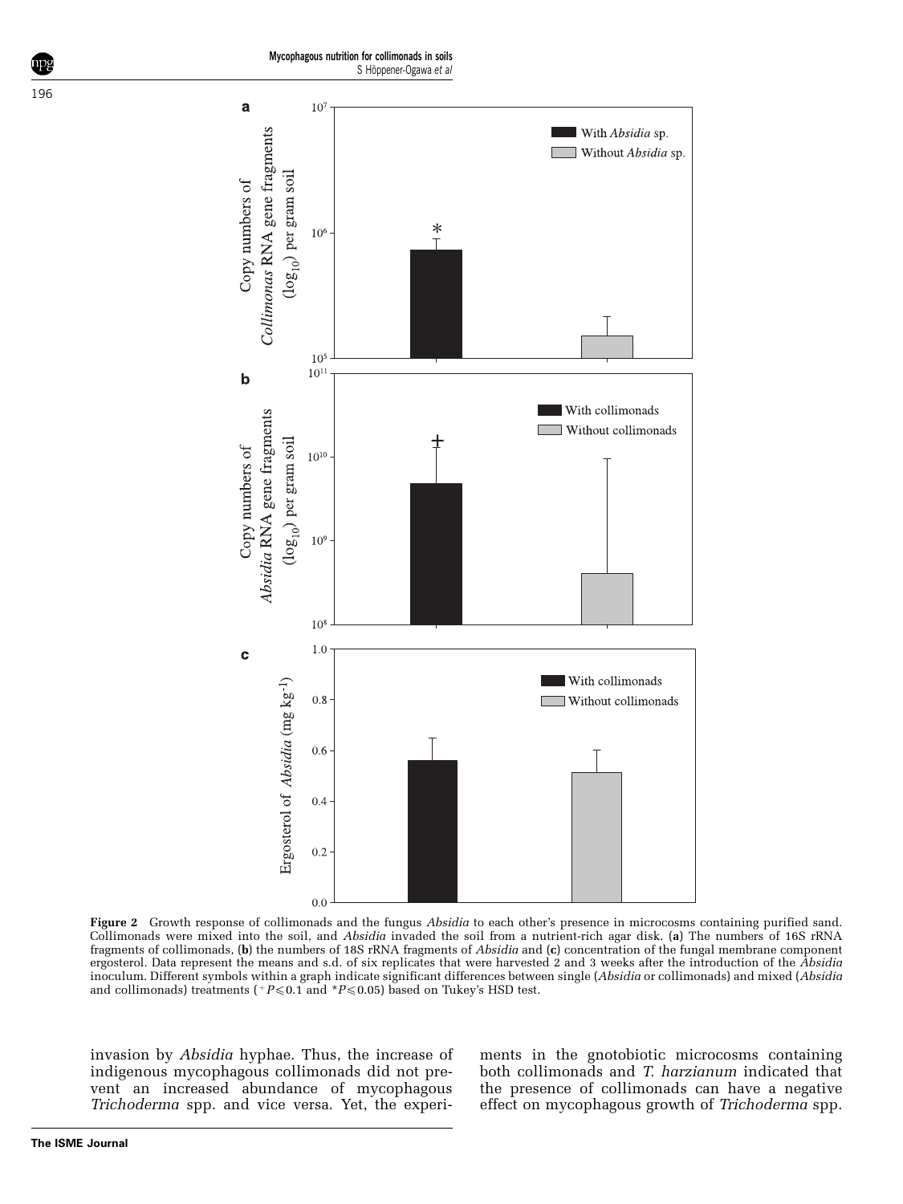**Figure 2** Growth response of collimonads and the fungus *Absidia* to each other's presence in microcosms containing purified sand. Collimonads were mixed into the soil, and *Absidia* invaded the soil from a nutrient-rich agar disk. (**a**) The numbers of 16S rRNA fragments of collimonads, (**b**) the numbers of 18S rRNA fragments of *Absidia* and (**c**) concentration of the fungal membrane component ergosterol. Data represent the means and s.d. of six replicates that were harvested 2 and 3 weeks after the introduction of the *Absidia* inoculum. Different symbols within a graph indicate significant differences between single (*Absidia* or collimonads) and mixed (*Absidia* and collimonads) treatments ($^{+}P \leqslant 0.1$ and $^{*}P \leqslant 0.05$) based on Tukey's HSD test.

invasion by *Absidia* hyphae. Thus, the increase of indigenous mycophagous collimonads did not prevent an increased abundance of mycophagous *Trichoderma* spp. and vice versa. Yet, the experiments in the gnotobiotic microcosms containing both collimonads and *T. harzianum* indicated that the presence of collimonads can have a negative effect on mycophagous growth of *Trichoderma* spp.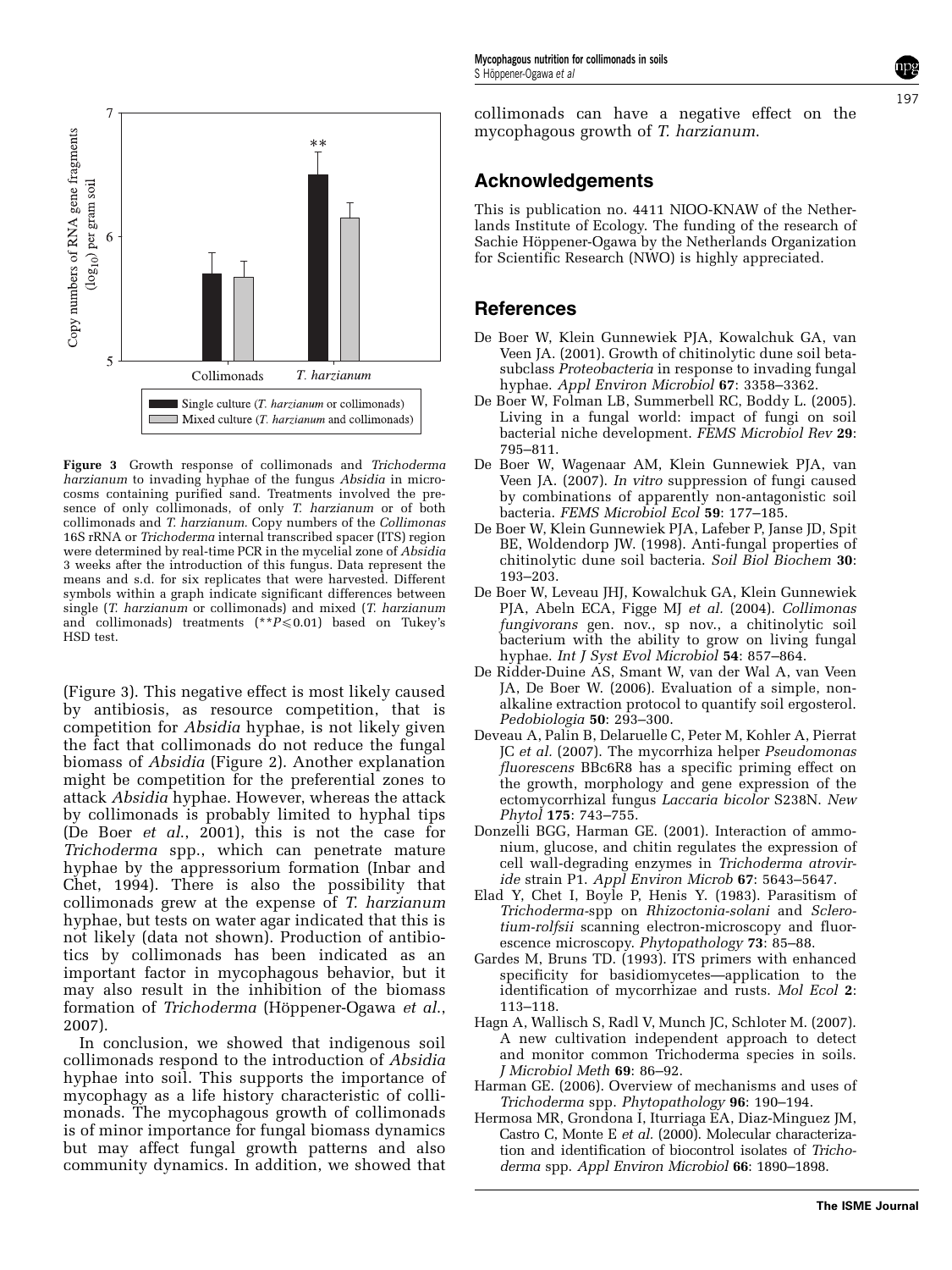**Figure 3** Growth response of collimonads and *Trichoderma harzianum* to invading hyphae of the fungus *Absidia* in microcosms containing purified sand. Treatments involved the presence of only collimonads, of only *T. harzianum* or of both collimonads and *T. harzianum*. Copy numbers of the *Collimonas* 16S rRNA or *Trichoderma* internal transcribed spacer (ITS) region were determined by real-time PCR in the mycelial zone of *Absidia* 3 weeks after the introduction of this fungus. Data represent the means and s.d. for six replicates that were harvested. Different symbols within a graph indicate significant differences between single (*T. harzianum* or collimonads) and mixed (*T. harzianum* and collimonads) treatments (**$P \leqslant 0.01$) based on Tukey's HSD test.

(Figure 3). This negative effect is most likely caused by antibiosis, as resource competition, that is competition for *Absidia* hyphae, is not likely given the fact that collimonads do not reduce the fungal biomass of *Absidia* (Figure 2). Another explanation might be competition for the preferential zones to attack *Absidia* hyphae. However, whereas the attack by collimonads is probably limited to hyphal tips (De Boer *et al.*, 2001), this is not the case for *Trichoderma* spp., which can penetrate mature hyphae by the appressorium formation (Inbar and Chet, 1994). There is also the possibility that collimonads grew at the expense of *T. harzianum* hyphae, but tests on water agar indicated that this is not likely (data not shown). Production of antibiotics by collimonads has been indicated as an important factor in mycophagous behavior, but it may also result in the inhibition of the biomass formation of *Trichoderma* (Höppener-Ogawa *et al.*, 2007).

In conclusion, we showed that indigenous soil collimonads respond to the introduction of *Absidia* hyphae into soil. This supports the importance of mycophagy as a life history characteristic of collimonads. The mycophagous growth of collimonads is of minor importance for fungal biomass dynamics but may affect fungal growth patterns and also community dynamics. In addition, we showed that collimonads can have a negative effect on the mycophagous growth of *T. harzianum*.

## Acknowledgements

This is publication no. 4411 NIOO-KNAW of the Netherlands Institute of Ecology. The funding of the research of Sachie Höppener-Ogawa by the Netherlands Organization for Scientific Research (NWO) is highly appreciated.

## References

De Boer W, Klein Gunnewiek PJA, Kowalchuk GA, van Veen JA. (2001). Growth of chitinolytic dune soil beta-subclass *Proteobacteria* in response to invading fungal hyphae. *Appl Environ Microbiol* **67**: 3358–3362.

De Boer W, Folman LB, Summerbell RC, Boddy L. (2005). Living in a fungal world: impact of fungi on soil bacterial niche development. *FEMS Microbiol Rev* **29**: 795–811.

De Boer W, Wagenaar AM, Klein Gunnewiek PJA, van Veen JA. (2007). *In vitro* suppression of fungi caused by combinations of apparently non-antagonistic soil bacteria. *FEMS Microbiol Ecol* **59**: 177–185.

De Boer W, Klein Gunnewiek PJA, Lafeber P, Janse JD, Spit BE, Woldendorp JW. (1998). Anti-fungal properties of chitinolytic dune soil bacteria. *Soil Biol Biochem* **30**: 193–203.

De Boer W, Leveau JHJ, Kowalchuk GA, Klein Gunnewiek PJA, Abeln ECA, Figge MJ *et al.* (2004). *Collimonas fungivorans* gen. nov., sp nov., a chitinolytic soil bacterium with the ability to grow on living fungal hyphae. *Int J Syst Evol Microbiol* **54**: 857–864.

De Ridder-Duine AS, Smant W, van der Wal A, van Veen JA, De Boer W. (2006). Evaluation of a simple, non-alkaline extraction protocol to quantify soil ergosterol. *Pedobiologia* **50**: 293–300.

Deveau A, Palin B, Delaruelle C, Peter M, Kohler A, Pierrat JC *et al.* (2007). The mycorrhiza helper *Pseudomonas fluorescens* BBc6R8 has a specific priming effect on the growth, morphology and gene expression of the ectomycorrhizal fungus *Laccaria bicolor* S238N. *New Phytol* **175**: 743–755.

Donzelli BGG, Harman GE. (2001). Interaction of ammonium, glucose, and chitin regulates the expression of cell wall-degrading enzymes in *Trichoderma atroviride* strain P1. *Appl Environ Microb* **67**: 5643–5647.

Elad Y, Chet I, Boyle P, Henis Y. (1983). Parasitism of *Trichoderma*-spp on *Rhizoctonia-solani* and *Sclerotium-rolfsii* scanning electron-microscopy and fluorescence microscopy. *Phytopathology* **73**: 85–88.

Gardes M, Bruns TD. (1993). ITS primers with enhanced specificity for basidiomycetes—application to the identification of mycorrhizae and rusts. *Mol Ecol* **2**: 113–118.

Hagn A, Wallisch S, Radl V, Munch JC, Schloter M. (2007). A new cultivation independent approach to detect and monitor common Trichoderma species in soils. *J Microbiol Meth* **69**: 86–92.

Harman GE. (2006). Overview of mechanisms and uses of *Trichoderma* spp. *Phytopathology* **96**: 190–194.

Hermosa MR, Grondona I, Iturriaga EA, Diaz-Minguez JM, Castro C, Monte E *et al.* (2000). Molecular characterization and identification of biocontrol isolates of *Trichoderma* spp. *Appl Environ Microbiol* **66**: 1890–1898.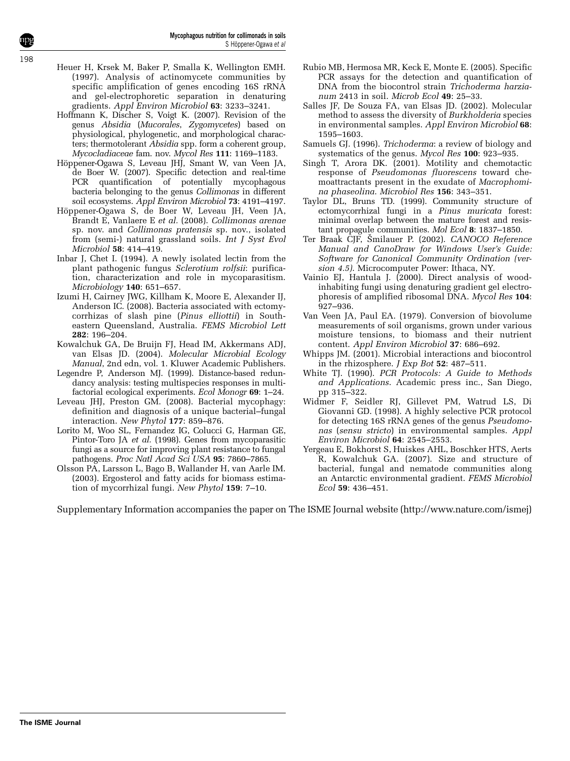Heuer H, Krsek M, Baker P, Smalla K, Wellington EMH. (1997). Analysis of actinomycete communities by specific amplification of genes encoding 16S rRNA and gel-electrophoretic separation in denaturing gradients. *Appl Environ Microbiol* **63**: 3233–3241.

Hoffmann K, Discher S, Voigt K. (2007). Revision of the genus *Absidia* (*Mucorales*, *Zygomycetes*) based on physiological, phylogenetic, and morphological characters; thermotolerant *Absidia* spp. form a coherent group, *Mycocladiaceae* fam. nov. *Mycol Res* **111**: 1169–1183.

Höppener-Ogawa S, Leveau JHJ, Smant W, van Veen JA, de Boer W. (2007). Specific detection and real-time PCR quantification of potentially mycophagous bacteria belonging to the genus *Collimonas* in different soil ecosystems. *Appl Environ Microbiol* **73**: 4191–4197.

Höppener-Ogawa S, de Boer W, Leveau JH, Veen JA, Brandt E, Vanlaere E *et al*. (2008). *Collimonas arenae* sp. nov. and *Collimonas pratensis* sp. nov., isolated from (semi-) natural grassland soils. *Int J Syst Evol Microbiol* **58**: 414–419.

Inbar J, Chet I. (1994). A newly isolated lectin from the plant pathogenic fungus *Sclerotium rolfsii*: purification, characterization and role in mycoparasitism. *Microbiology* **140**: 651–657.

Izumi H, Cairney JWG, Killham K, Moore E, Alexander IJ, Anderson IC. (2008). Bacteria associated with ectomycorrhizas of slash pine (*Pinus elliottii*) in Southeastern Queensland, Australia. *FEMS Microbiol Lett* **282**: 196–204.

Kowalchuk GA, De Bruijn FJ, Head IM, Akkermans ADJ, van Elsas JD. (2004). *Molecular Microbial Ecology Manual*, 2nd edn, vol. 1. Kluwer Academic Publishers.

Legendre P, Anderson MJ. (1999). Distance-based redundancy analysis: testing multispecies responses in multifactorial ecological experiments. *Ecol Monogr* **69**: 1–24.

Leveau JHJ, Preston GM. (2008). Bacterial mycophagy: definition and diagnosis of a unique bacterial–fungal interaction. *New Phytol* **177**: 859–876.

Lorito M, Woo SL, Fernandez IG, Colucci G, Harman GE, Pintor-Toro JA *et al*. (1998). Genes from mycoparasitic fungi as a source for improving plant resistance to fungal pathogens. *Proc Natl Acad Sci USA* **95**: 7860–7865.

Olsson PA, Larsson L, Bago B, Wallander H, van Aarle IM. (2003). Ergosterol and fatty acids for biomass estimation of mycorrhizal fungi. *New Phytol* **159**: 7–10.

Rubio MB, Hermosa MR, Keck E, Monte E. (2005). Specific PCR assays for the detection and quantification of DNA from the biocontrol strain *Trichoderma harzianum* 2413 in soil. *Microb Ecol* **49**: 25–33.

Salles JF, De Souza FA, van Elsas JD. (2002). Molecular method to assess the diversity of *Burkholderia* species in environmental samples. *Appl Environ Microbiol* **68**: 1595–1603.

Samuels GJ. (1996). *Trichoderma*: a review of biology and systematics of the genus. *Mycol Res* **100**: 923–935.

Singh T, Arora DK. (2001). Motility and chemotactic response of *Pseudomonas fluorescens* toward chemoattractants present in the exudate of *Macrophomina phaseolina*. *Microbiol Res* **156**: 343–351.

Taylor DL, Bruns TD. (1999). Community structure of ectomycorrhizal fungi in a *Pinus muricata* forest: minimal overlap between the mature forest and resistant propagule communities. *Mol Ecol* **8**: 1837–1850.

Ter Braak CJF, Šmilauer P. (2002). *CANOCO Reference Manual and CanoDraw for Windows User's Guide: Software for Canonical Community Ordination (version 4.5)*. Microcomputer Power: Ithaca, NY.

Vainio EJ, Hantula J. (2000). Direct analysis of wood-inhabiting fungi using denaturing gradient gel electrophoresis of amplified ribosomal DNA. *Mycol Res* **104**: 927–936.

Van Veen JA, Paul EA. (1979). Conversion of biovolume measurements of soil organisms, grown under various moisture tensions, to biomass and their nutrient content. *Appl Environ Microbiol* **37**: 686–692.

Whipps JM. (2001). Microbial interactions and biocontrol in the rhizosphere. *J Exp Bot* **52**: 487–511.

White TJ. (1990). *PCR Protocols: A Guide to Methods and Applications*. Academic press inc., San Diego, pp 315–322.

Widmer F, Seidler RJ, Gillevet PM, Watrud LS, Di Giovanni GD. (1998). A highly selective PCR protocol for detecting 16S rRNA genes of the genus *Pseudomonas* (*sensu stricto*) in environmental samples. *Appl Environ Microbiol* **64**: 2545–2553.

Yergeau E, Bokhorst S, Huiskes AHL, Boschker HTS, Aerts R, Kowalchuk GA. (2007). Size and structure of bacterial, fungal and nematode communities along an Antarctic environmental gradient. *FEMS Microbiol Ecol* **59**: 436–451.

Supplementary Information accompanies the paper on The ISME Journal website (http://www.nature.com/ismej)